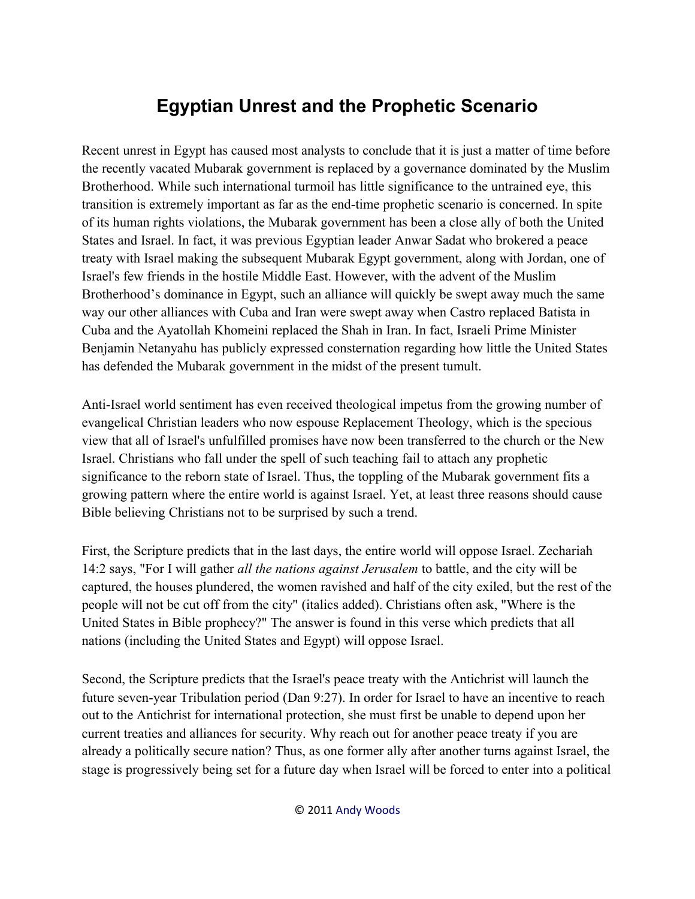# Egyptian Unrest and the Prophetic Scenario

Recent unrest in Egypt has caused most analysts to conclude that it is just a matter of time before the recently vacated Mubarak government is replaced by a governance dominated by the Muslim Brotherhood. While such international turmoil has little significance to the untrained eye, this transition is extremely important as far as the end-time prophetic scenario is concerned. In spite of its human rights violations, the Mubarak government has been a close ally of both the United States and Israel. In fact, it was previous Egyptian leader Anwar Sadat who brokered a peace treaty with Israel making the subsequent Mubarak Egypt government, along with Jordan, one of Israel's few friends in the hostile Middle East. However, with the advent of the Muslim Brotherhood's dominance in Egypt, such an alliance will quickly be swept away much the same way our other alliances with Cuba and Iran were swept away when Castro replaced Batista in Cuba and the Ayatollah Khomeini replaced the Shah in Iran. In fact, Israeli Prime Minister Benjamin Netanyahu has publicly expressed consternation regarding how little the United States has defended the Mubarak government in the midst of the present tumult.

Anti-Israel world sentiment has even received theological impetus from the growing number of evangelical Christian leaders who now espouse Replacement Theology, which is the specious view that all of Israel's unfulfilled promises have now been transferred to the church or the New Israel. Christians who fall under the spell of such teaching fail to attach any prophetic significance to the reborn state of Israel. Thus, the toppling of the Mubarak government fits a growing pattern where the entire world is against Israel. Yet, at least three reasons should cause Bible believing Christians not to be surprised by such a trend.

First, the Scripture predicts that in the last days, the entire world will oppose Israel. Zechariah 14:2 says, "For I will gather *all the nations against Jerusalem* to battle, and the city will be captured, the houses plundered, the women ravished and half of the city exiled, but the rest of the people will not be cut off from the city" (italics added). Christians often ask, "Where is the United States in Bible prophecy?" The answer is found in this verse which predicts that all nations (including the United States and Egypt) will oppose Israel.

Second, the Scripture predicts that the Israel's peace treaty with the Antichrist will launch the future seven-year Tribulation period (Dan 9:27). In order for Israel to have an incentive to reach out to the Antichrist for international protection, she must first be unable to depend upon her current treaties and alliances for security. Why reach out for another peace treaty if you are already a politically secure nation? Thus, as one former ally after another turns against Israel, the stage is progressively being set for a future day when Israel will be forced to enter into a political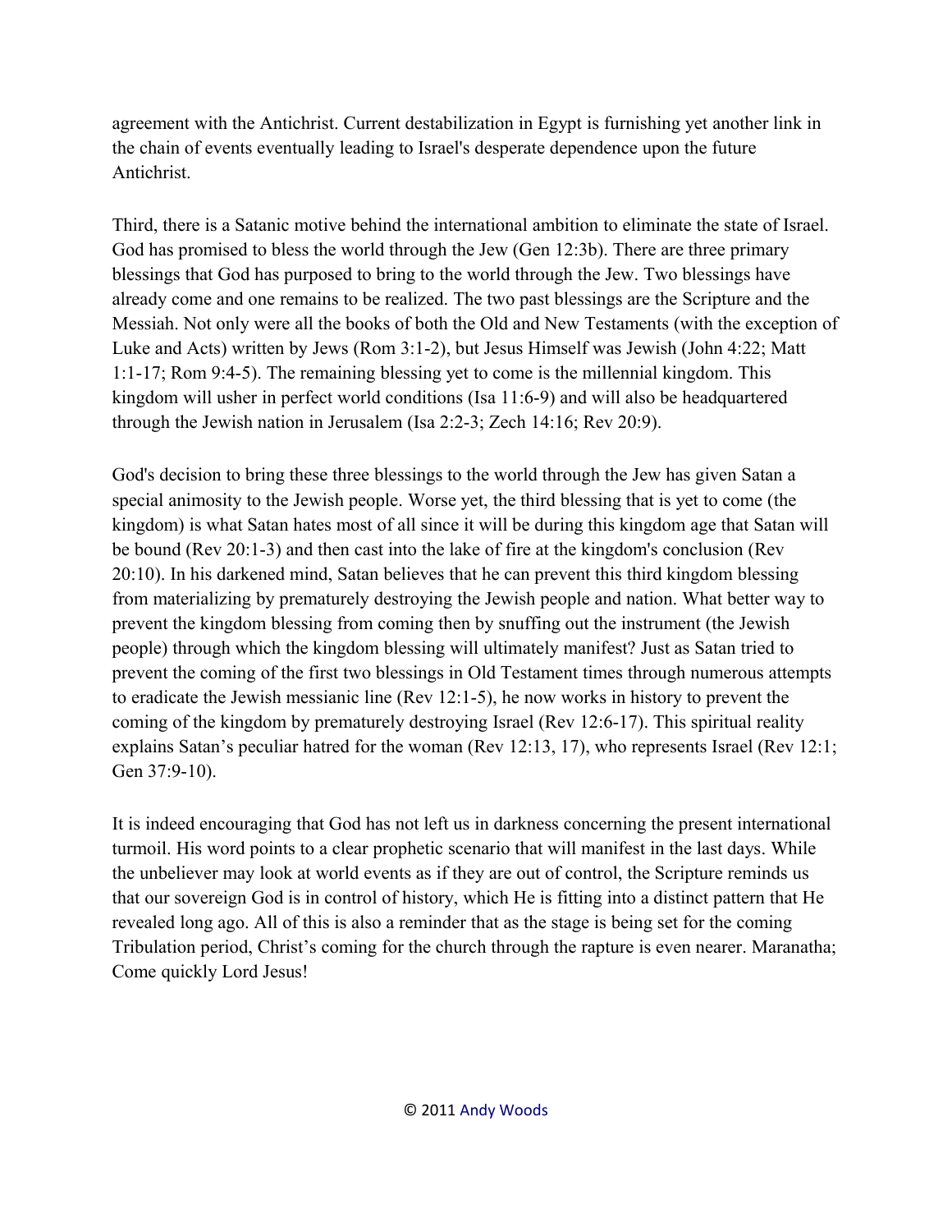agreement with the Antichrist. Current destabilization in Egypt is furnishing yet another link in the chain of events eventually leading to Israel's desperate dependence upon the future Antichrist.

Third, there is a Satanic motive behind the international ambition to eliminate the state of Israel. God has promised to bless the world through the Jew (Gen 12:3b). There are three primary blessings that God has purposed to bring to the world through the Jew. Two blessings have already come and one remains to be realized. The two past blessings are the Scripture and the Messiah. Not only were all the books of both the Old and New Testaments (with the exception of Luke and Acts) written by Jews (Rom 3:1-2), but Jesus Himself was Jewish (John 4:22; Matt 1:1-17; Rom 9:4-5). The remaining blessing yet to come is the millennial kingdom. This kingdom will usher in perfect world conditions (Isa 11:6-9) and will also be headquartered through the Jewish nation in Jerusalem (Isa 2:2-3; Zech 14:16; Rev 20:9).

God's decision to bring these three blessings to the world through the Jew has given Satan a special animosity to the Jewish people. Worse yet, the third blessing that is yet to come (the kingdom) is what Satan hates most of all since it will be during this kingdom age that Satan will be bound (Rev 20:1-3) and then cast into the lake of fire at the kingdom's conclusion (Rev 20:10). In his darkened mind, Satan believes that he can prevent this third kingdom blessing from materializing by prematurely destroying the Jewish people and nation. What better way to prevent the kingdom blessing from coming then by snuffing out the instrument (the Jewish people) through which the kingdom blessing will ultimately manifest? Just as Satan tried to prevent the coming of the first two blessings in Old Testament times through numerous attempts to eradicate the Jewish messianic line (Rev 12:1-5), he now works in history to prevent the coming of the kingdom by prematurely destroying Israel (Rev 12:6-17). This spiritual reality explains Satan's peculiar hatred for the woman (Rev 12:13, 17), who represents Israel (Rev 12:1; Gen 37:9-10).

It is indeed encouraging that God has not left us in darkness concerning the present international turmoil. His word points to a clear prophetic scenario that will manifest in the last days. While the unbeliever may look at world events as if they are out of control, the Scripture reminds us that our sovereign God is in control of history, which He is fitting into a distinct pattern that He revealed long ago. All of this is also a reminder that as the stage is being set for the coming Tribulation period, Christ's coming for the church through the rapture is even nearer. Maranatha; Come quickly Lord Jesus!

© 2011 Andy Woods